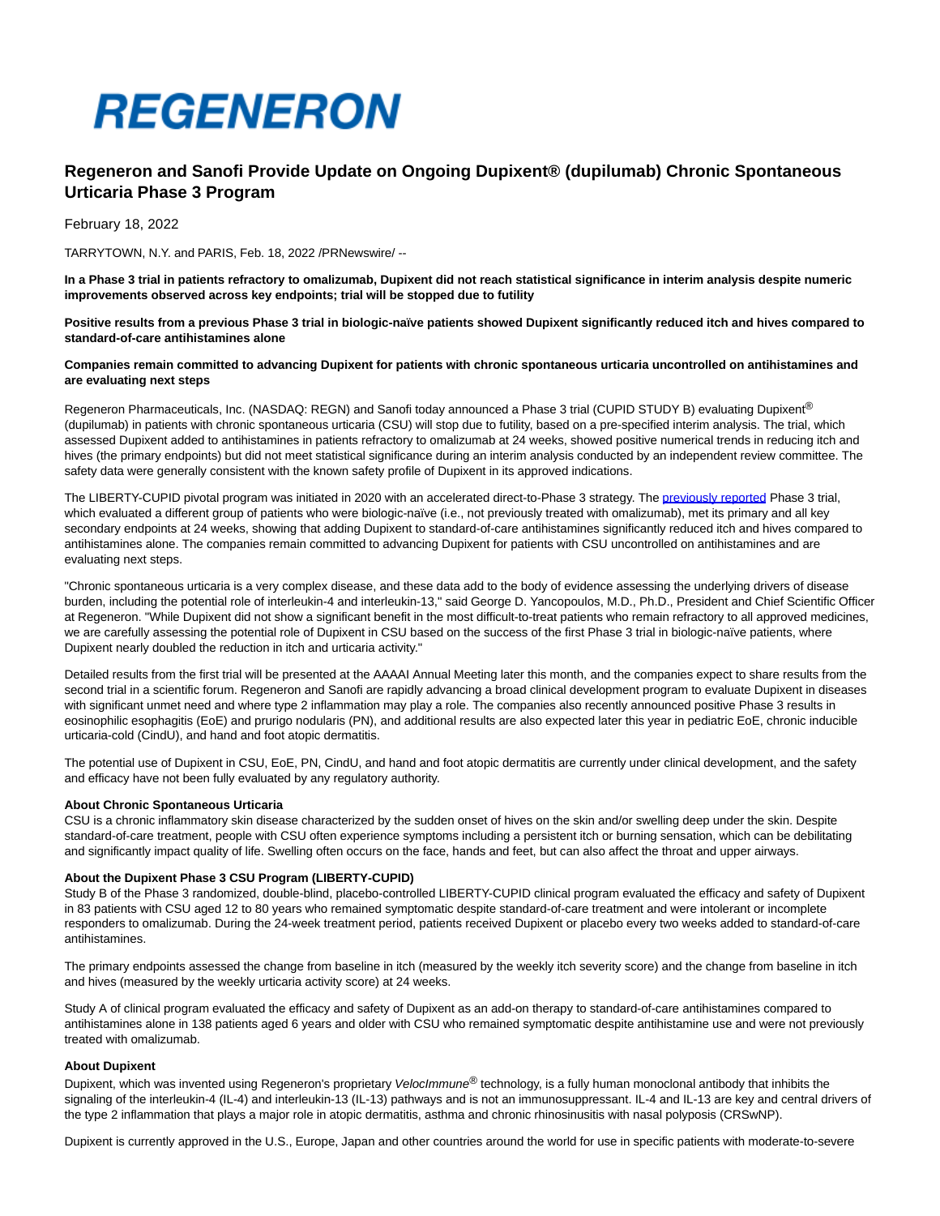# REGENERON

## Regeneron and Sanofi Provide Update on Ongoing Dupixent® (dupilumab) Chronic Spontaneous Urticaria Phase 3 Program

February 18, 2022

TARRYTOWN, N.Y. and PARIS, Feb. 18, 2022 /PRNewswire/ --

**In a Phase 3 trial in patients refractory to omalizumab, Dupixent did not reach statistical significance in interim analysis despite numeric improvements observed across key endpoints; trial will be stopped due to futility**

**Positive results from a previous Phase 3 trial in biologic-naïve patients showed Dupixent significantly reduced itch and hives compared to standard-of-care antihistamines alone**

**Companies remain committed to advancing Dupixent for patients with chronic spontaneous urticaria uncontrolled on antihistamines and are evaluating next steps**

Regeneron Pharmaceuticals, Inc. (NASDAQ: REGN) and Sanofi today announced a Phase 3 trial (CUPID STUDY B) evaluating Dupixent® (dupilumab) in patients with chronic spontaneous urticaria (CSU) will stop due to futility, based on a pre-specified interim analysis. The trial, which assessed Dupixent added to antihistamines in patients refractory to omalizumab at 24 weeks, showed positive numerical trends in reducing itch and hives (the primary endpoints) but did not meet statistical significance during an interim analysis conducted by an independent review committee. The safety data were generally consistent with the known safety profile of Dupixent in its approved indications.

The LIBERTY-CUPID pivotal program was initiated in 2020 with an accelerated direct-to-Phase 3 strategy. The previously reported Phase 3 trial, which evaluated a different group of patients who were biologic-naïve (i.e., not previously treated with omalizumab), met its primary and all key secondary endpoints at 24 weeks, showing that adding Dupixent to standard-of-care antihistamines significantly reduced itch and hives compared to antihistamines alone. The companies remain committed to advancing Dupixent for patients with CSU uncontrolled on antihistamines and are evaluating next steps.

"Chronic spontaneous urticaria is a very complex disease, and these data add to the body of evidence assessing the underlying drivers of disease burden, including the potential role of interleukin-4 and interleukin-13," said George D. Yancopoulos, M.D., Ph.D., President and Chief Scientific Officer at Regeneron. "While Dupixent did not show a significant benefit in the most difficult-to-treat patients who remain refractory to all approved medicines, we are carefully assessing the potential role of Dupixent in CSU based on the success of the first Phase 3 trial in biologic-naïve patients, where Dupixent nearly doubled the reduction in itch and urticaria activity."

Detailed results from the first trial will be presented at the AAAAI Annual Meeting later this month, and the companies expect to share results from the second trial in a scientific forum. Regeneron and Sanofi are rapidly advancing a broad clinical development program to evaluate Dupixent in diseases with significant unmet need and where type 2 inflammation may play a role. The companies also recently announced positive Phase 3 results in eosinophilic esophagitis (EoE) and prurigo nodularis (PN), and additional results are also expected later this year in pediatric EoE, chronic inducible urticaria-cold (CindU), and hand and foot atopic dermatitis.

The potential use of Dupixent in CSU, EoE, PN, CindU, and hand and foot atopic dermatitis are currently under clinical development, and the safety and efficacy have not been fully evaluated by any regulatory authority.

**About Chronic Spontaneous Urticaria**
CSU is a chronic inflammatory skin disease characterized by the sudden onset of hives on the skin and/or swelling deep under the skin. Despite standard-of-care treatment, people with CSU often experience symptoms including a persistent itch or burning sensation, which can be debilitating and significantly impact quality of life. Swelling often occurs on the face, hands and feet, but can also affect the throat and upper airways.

**About the Dupixent Phase 3 CSU Program (LIBERTY-CUPID)**
Study B of the Phase 3 randomized, double-blind, placebo-controlled LIBERTY-CUPID clinical program evaluated the efficacy and safety of Dupixent in 83 patients with CSU aged 12 to 80 years who remained symptomatic despite standard-of-care treatment and were intolerant or incomplete responders to omalizumab. During the 24-week treatment period, patients received Dupixent or placebo every two weeks added to standard-of-care antihistamines.

The primary endpoints assessed the change from baseline in itch (measured by the weekly itch severity score) and the change from baseline in itch and hives (measured by the weekly urticaria activity score) at 24 weeks.

Study A of clinical program evaluated the efficacy and safety of Dupixent as an add-on therapy to standard-of-care antihistamines compared to antihistamines alone in 138 patients aged 6 years and older with CSU who remained symptomatic despite antihistamine use and were not previously treated with omalizumab.

**About Dupixent**
Dupixent, which was invented using Regeneron's proprietary *VelocImmune*® technology, is a fully human monoclonal antibody that inhibits the signaling of the interleukin-4 (IL-4) and interleukin-13 (IL-13) pathways and is not an immunosuppressant. IL-4 and IL-13 are key and central drivers of the type 2 inflammation that plays a major role in atopic dermatitis, asthma and chronic rhinosinusitis with nasal polyposis (CRSwNP).

Dupixent is currently approved in the U.S., Europe, Japan and other countries around the world for use in specific patients with moderate-to-severe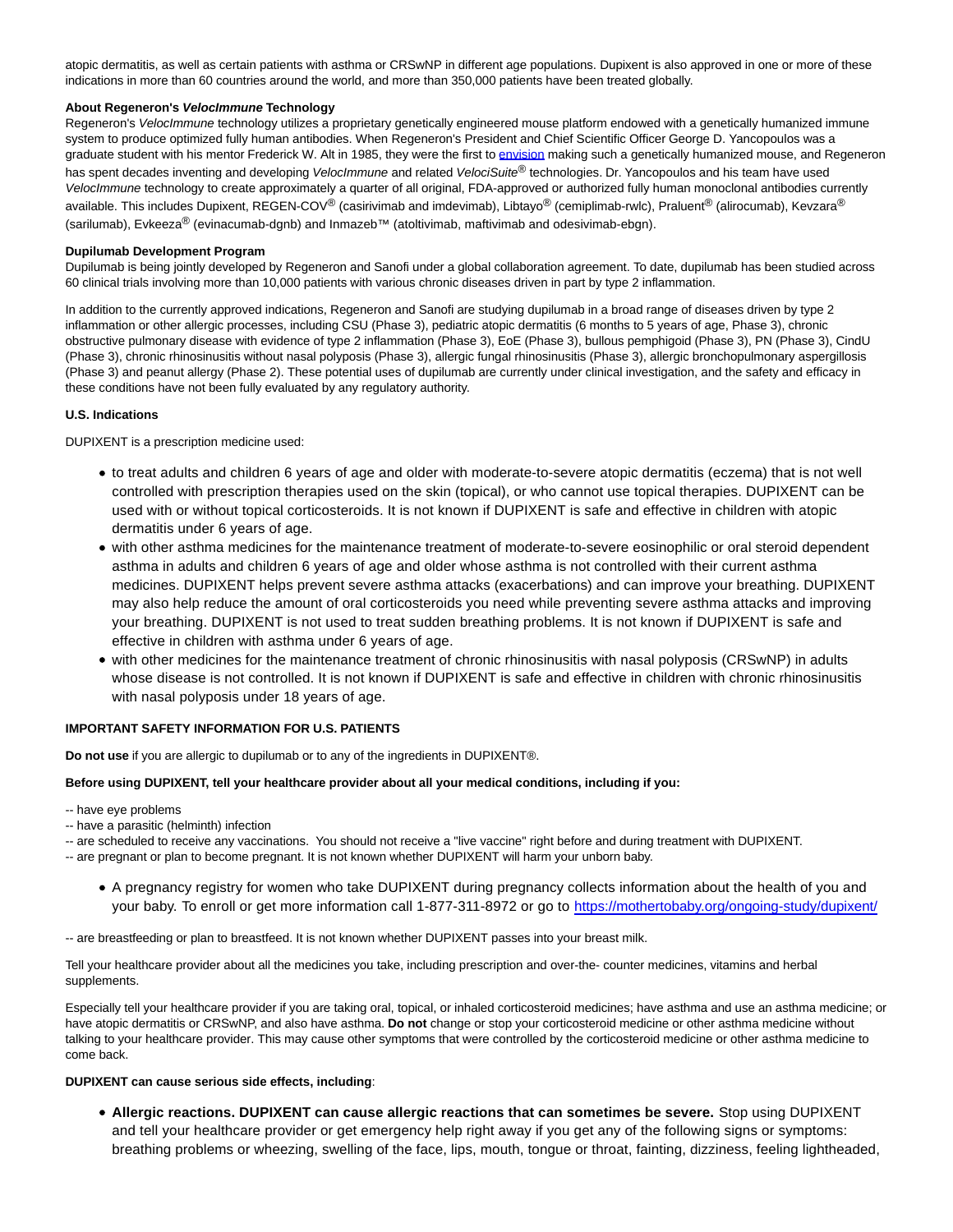atopic dermatitis, as well as certain patients with asthma or CRSwNP in different age populations. Dupixent is also approved in one or more of these indications in more than 60 countries around the world, and more than 350,000 patients have been treated globally.

**About Regeneron's *VelocImmune* Technology**
Regeneron's *VelocImmune* technology utilizes a proprietary genetically engineered mouse platform endowed with a genetically humanized immune system to produce optimized fully human antibodies. When Regeneron's President and Chief Scientific Officer George D. Yancopoulos was a graduate student with his mentor Frederick W. Alt in 1985, they were the first to envision making such a genetically humanized mouse, and Regeneron has spent decades inventing and developing *VelocImmune* and related *VelociSuite*® technologies. Dr. Yancopoulos and his team have used *VelocImmune* technology to create approximately a quarter of all original, FDA-approved or authorized fully human monoclonal antibodies currently available. This includes Dupixent, REGEN-COV® (casirivimab and imdevimab), Libtayo® (cemiplimab-rwlc), Praluent® (alirocumab), Kevzara® (sarilumab), Evkeeza® (evinacumab-dgnb) and Inmazeb™ (atoltivimab, maftivimab and odesivimab-ebgn).

**Dupilumab Development Program**
Dupilumab is being jointly developed by Regeneron and Sanofi under a global collaboration agreement. To date, dupilumab has been studied across 60 clinical trials involving more than 10,000 patients with various chronic diseases driven in part by type 2 inflammation.

In addition to the currently approved indications, Regeneron and Sanofi are studying dupilumab in a broad range of diseases driven by type 2 inflammation or other allergic processes, including CSU (Phase 3), pediatric atopic dermatitis (6 months to 5 years of age, Phase 3), chronic obstructive pulmonary disease with evidence of type 2 inflammation (Phase 3), EoE (Phase 3), bullous pemphigoid (Phase 3), PN (Phase 3), CindU (Phase 3), chronic rhinosinusitis without nasal polyposis (Phase 3), allergic fungal rhinosinusitis (Phase 3), allergic bronchopulmonary aspergillosis (Phase 3) and peanut allergy (Phase 2). These potential uses of dupilumab are currently under clinical investigation, and the safety and efficacy in these conditions have not been fully evaluated by any regulatory authority.

**U.S. Indications**

DUPIXENT is a prescription medicine used:

- to treat adults and children 6 years of age and older with moderate-to-severe atopic dermatitis (eczema) that is not well controlled with prescription therapies used on the skin (topical), or who cannot use topical therapies. DUPIXENT can be used with or without topical corticosteroids. It is not known if DUPIXENT is safe and effective in children with atopic dermatitis under 6 years of age.
- with other asthma medicines for the maintenance treatment of moderate-to-severe eosinophilic or oral steroid dependent asthma in adults and children 6 years of age and older whose asthma is not controlled with their current asthma medicines. DUPIXENT helps prevent severe asthma attacks (exacerbations) and can improve your breathing. DUPIXENT may also help reduce the amount of oral corticosteroids you need while preventing severe asthma attacks and improving your breathing. DUPIXENT is not used to treat sudden breathing problems. It is not known if DUPIXENT is safe and effective in children with asthma under 6 years of age.
- with other medicines for the maintenance treatment of chronic rhinosinusitis with nasal polyposis (CRSwNP) in adults whose disease is not controlled. It is not known if DUPIXENT is safe and effective in children with chronic rhinosinusitis with nasal polyposis under 18 years of age.

**IMPORTANT SAFETY INFORMATION FOR U.S. PATIENTS**

**Do not use** if you are allergic to dupilumab or to any of the ingredients in DUPIXENT®.

**Before using DUPIXENT, tell your healthcare provider about all your medical conditions, including if you:**

-- have eye problems
-- have a parasitic (helminth) infection
-- are scheduled to receive any vaccinations. You should not receive a "live vaccine" right before and during treatment with DUPIXENT.
-- are pregnant or plan to become pregnant. It is not known whether DUPIXENT will harm your unborn baby.

- A pregnancy registry for women who take DUPIXENT during pregnancy collects information about the health of you and your baby. To enroll or get more information call 1-877-311-8972 or go to https://mothertobaby.org/ongoing-study/dupixent/

-- are breastfeeding or plan to breastfeed. It is not known whether DUPIXENT passes into your breast milk.

Tell your healthcare provider about all the medicines you take, including prescription and over-the- counter medicines, vitamins and herbal supplements.

Especially tell your healthcare provider if you are taking oral, topical, or inhaled corticosteroid medicines; have asthma and use an asthma medicine; or have atopic dermatitis or CRSwNP, and also have asthma. **Do not** change or stop your corticosteroid medicine or other asthma medicine without talking to your healthcare provider. This may cause other symptoms that were controlled by the corticosteroid medicine or other asthma medicine to come back.

**DUPIXENT can cause serious side effects, including**:

- **Allergic reactions. DUPIXENT can cause allergic reactions that can sometimes be severe.** Stop using DUPIXENT and tell your healthcare provider or get emergency help right away if you get any of the following signs or symptoms: breathing problems or wheezing, swelling of the face, lips, mouth, tongue or throat, fainting, dizziness, feeling lightheaded,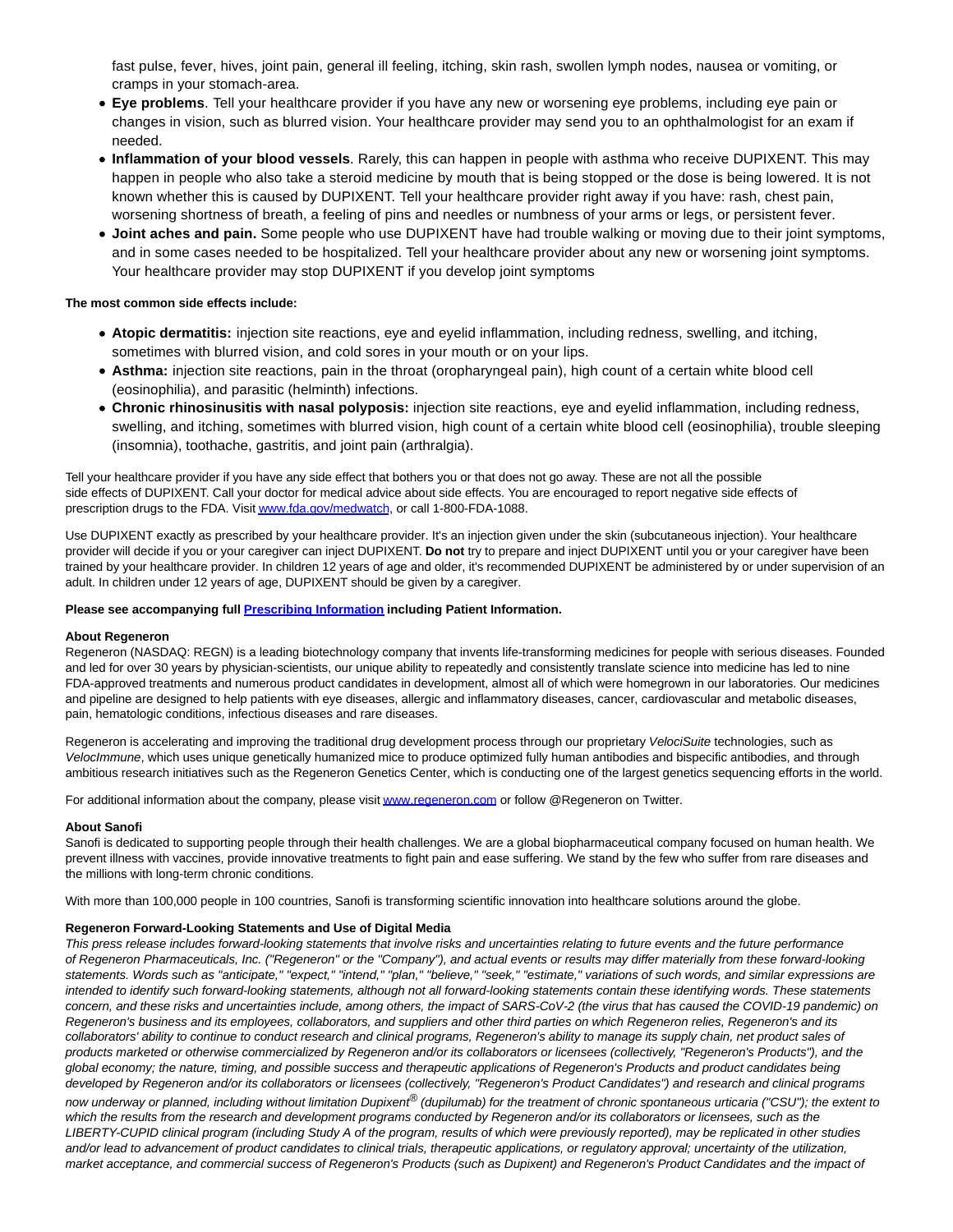fast pulse, fever, hives, joint pain, general ill feeling, itching, skin rash, swollen lymph nodes, nausea or vomiting, or cramps in your stomach-area.

- **Eye problems**. Tell your healthcare provider if you have any new or worsening eye problems, including eye pain or changes in vision, such as blurred vision. Your healthcare provider may send you to an ophthalmologist for an exam if needed.
- **Inflammation of your blood vessels**. Rarely, this can happen in people with asthma who receive DUPIXENT. This may happen in people who also take a steroid medicine by mouth that is being stopped or the dose is being lowered. It is not known whether this is caused by DUPIXENT. Tell your healthcare provider right away if you have: rash, chest pain, worsening shortness of breath, a feeling of pins and needles or numbness of your arms or legs, or persistent fever.
- **Joint aches and pain.** Some people who use DUPIXENT have had trouble walking or moving due to their joint symptoms, and in some cases needed to be hospitalized. Tell your healthcare provider about any new or worsening joint symptoms. Your healthcare provider may stop DUPIXENT if you develop joint symptoms

**The most common side effects include:**

- **Atopic dermatitis:** injection site reactions, eye and eyelid inflammation, including redness, swelling, and itching, sometimes with blurred vision, and cold sores in your mouth or on your lips.
- **Asthma:** injection site reactions, pain in the throat (oropharyngeal pain), high count of a certain white blood cell (eosinophilia), and parasitic (helminth) infections.
- **Chronic rhinosinusitis with nasal polyposis:** injection site reactions, eye and eyelid inflammation, including redness, swelling, and itching, sometimes with blurred vision, high count of a certain white blood cell (eosinophilia), trouble sleeping (insomnia), toothache, gastritis, and joint pain (arthralgia).

Tell your healthcare provider if you have any side effect that bothers you or that does not go away. These are not all the possible side effects of DUPIXENT. Call your doctor for medical advice about side effects. You are encouraged to report negative side effects of prescription drugs to the FDA. Visit www.fda.gov/medwatch, or call 1-800-FDA-1088.

Use DUPIXENT exactly as prescribed by your healthcare provider. It's an injection given under the skin (subcutaneous injection). Your healthcare provider will decide if you or your caregiver can inject DUPIXENT. **Do not** try to prepare and inject DUPIXENT until you or your caregiver have been trained by your healthcare provider. In children 12 years of age and older, it's recommended DUPIXENT be administered by or under supervision of an adult. In children under 12 years of age, DUPIXENT should be given by a caregiver.

**Please see accompanying full Prescribing Information including Patient Information.**

**About Regeneron**

Regeneron (NASDAQ: REGN) is a leading biotechnology company that invents life-transforming medicines for people with serious diseases. Founded and led for over 30 years by physician-scientists, our unique ability to repeatedly and consistently translate science into medicine has led to nine FDA-approved treatments and numerous product candidates in development, almost all of which were homegrown in our laboratories. Our medicines and pipeline are designed to help patients with eye diseases, allergic and inflammatory diseases, cancer, cardiovascular and metabolic diseases, pain, hematologic conditions, infectious diseases and rare diseases.

Regeneron is accelerating and improving the traditional drug development process through our proprietary *VelociSuite* technologies, such as *VelocImmune*, which uses unique genetically humanized mice to produce optimized fully human antibodies and bispecific antibodies, and through ambitious research initiatives such as the Regeneron Genetics Center, which is conducting one of the largest genetics sequencing efforts in the world.

For additional information about the company, please visit www.regeneron.com or follow @Regeneron on Twitter.

**About Sanofi**

Sanofi is dedicated to supporting people through their health challenges. We are a global biopharmaceutical company focused on human health. We prevent illness with vaccines, provide innovative treatments to fight pain and ease suffering. We stand by the few who suffer from rare diseases and the millions with long-term chronic conditions.

With more than 100,000 people in 100 countries, Sanofi is transforming scientific innovation into healthcare solutions around the globe.

**Regeneron Forward-Looking Statements and Use of Digital Media**

*This press release includes forward-looking statements that involve risks and uncertainties relating to future events and the future performance of Regeneron Pharmaceuticals, Inc. ("Regeneron" or the "Company"), and actual events or results may differ materially from these forward-looking statements. Words such as "anticipate," "expect," "intend," "plan," "believe," "seek," "estimate," variations of such words, and similar expressions are intended to identify such forward-looking statements, although not all forward-looking statements contain these identifying words. These statements concern, and these risks and uncertainties include, among others, the impact of SARS-CoV-2 (the virus that has caused the COVID-19 pandemic) on Regeneron's business and its employees, collaborators, and suppliers and other third parties on which Regeneron relies, Regeneron's and its collaborators' ability to continue to conduct research and clinical programs, Regeneron's ability to manage its supply chain, net product sales of products marketed or otherwise commercialized by Regeneron and/or its collaborators or licensees (collectively, "Regeneron's Products"), and the global economy; the nature, timing, and possible success and therapeutic applications of Regeneron's Products and product candidates being developed by Regeneron and/or its collaborators or licensees (collectively, "Regeneron's Product Candidates") and research and clinical programs now underway or planned, including without limitation Dupixent® (dupilumab) for the treatment of chronic spontaneous urticaria ("CSU"); the extent to which the results from the research and development programs conducted by Regeneron and/or its collaborators or licensees, such as the LIBERTY-CUPID clinical program (including Study A of the program, results of which were previously reported), may be replicated in other studies and/or lead to advancement of product candidates to clinical trials, therapeutic applications, or regulatory approval; uncertainty of the utilization, market acceptance, and commercial success of Regeneron's Products (such as Dupixent) and Regeneron's Product Candidates and the impact of*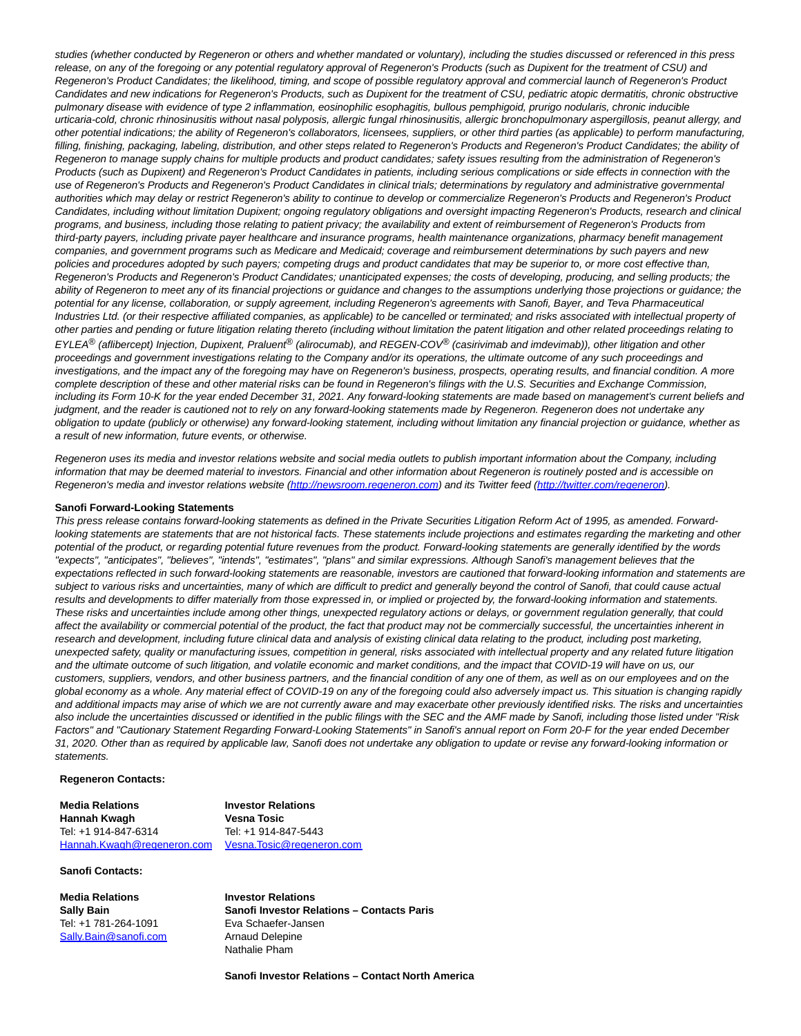*studies (whether conducted by Regeneron or others and whether mandated or voluntary), including the studies discussed or referenced in this press release, on any of the foregoing or any potential regulatory approval of Regeneron's Products (such as Dupixent for the treatment of CSU) and Regeneron's Product Candidates; the likelihood, timing, and scope of possible regulatory approval and commercial launch of Regeneron's Product Candidates and new indications for Regeneron's Products, such as Dupixent for the treatment of CSU, pediatric atopic dermatitis, chronic obstructive pulmonary disease with evidence of type 2 inflammation, eosinophilic esophagitis, bullous pemphigoid, prurigo nodularis, chronic inducible urticaria-cold, chronic rhinosinusitis without nasal polyposis, allergic fungal rhinosinusitis, allergic bronchopulmonary aspergillosis, peanut allergy, and other potential indications; the ability of Regeneron's collaborators, licensees, suppliers, or other third parties (as applicable) to perform manufacturing, filling, finishing, packaging, labeling, distribution, and other steps related to Regeneron's Products and Regeneron's Product Candidates; the ability of Regeneron to manage supply chains for multiple products and product candidates; safety issues resulting from the administration of Regeneron's Products (such as Dupixent) and Regeneron's Product Candidates in patients, including serious complications or side effects in connection with the use of Regeneron's Products and Regeneron's Product Candidates in clinical trials; determinations by regulatory and administrative governmental authorities which may delay or restrict Regeneron's ability to continue to develop or commercialize Regeneron's Products and Regeneron's Product Candidates, including without limitation Dupixent; ongoing regulatory obligations and oversight impacting Regeneron's Products, research and clinical programs, and business, including those relating to patient privacy; the availability and extent of reimbursement of Regeneron's Products from third-party payers, including private payer healthcare and insurance programs, health maintenance organizations, pharmacy benefit management companies, and government programs such as Medicare and Medicaid; coverage and reimbursement determinations by such payers and new policies and procedures adopted by such payers; competing drugs and product candidates that may be superior to, or more cost effective than, Regeneron's Products and Regeneron's Product Candidates; unanticipated expenses; the costs of developing, producing, and selling products; the ability of Regeneron to meet any of its financial projections or guidance and changes to the assumptions underlying those projections or guidance; the potential for any license, collaboration, or supply agreement, including Regeneron's agreements with Sanofi, Bayer, and Teva Pharmaceutical Industries Ltd. (or their respective affiliated companies, as applicable) to be cancelled or terminated; and risks associated with intellectual property of other parties and pending or future litigation relating thereto (including without limitation the patent litigation and other related proceedings relating to EYLEA® (aflibercept) Injection, Dupixent, Praluent® (alirocumab), and REGEN-COV® (casirivimab and imdevimab)), other litigation and other proceedings and government investigations relating to the Company and/or its operations, the ultimate outcome of any such proceedings and investigations, and the impact any of the foregoing may have on Regeneron's business, prospects, operating results, and financial condition. A more complete description of these and other material risks can be found in Regeneron's filings with the U.S. Securities and Exchange Commission, including its Form 10-K for the year ended December 31, 2021. Any forward-looking statements are made based on management's current beliefs and judgment, and the reader is cautioned not to rely on any forward-looking statements made by Regeneron. Regeneron does not undertake any obligation to update (publicly or otherwise) any forward-looking statement, including without limitation any financial projection or guidance, whether as a result of new information, future events, or otherwise.*

*Regeneron uses its media and investor relations website and social media outlets to publish important information about the Company, including information that may be deemed material to investors. Financial and other information about Regeneron is routinely posted and is accessible on Regeneron's media and investor relations website ([http://newsroom.regeneron.com](http://newsroom.regeneron.com)) and its Twitter feed ([http://twitter.com/regeneron](http://twitter.com/regeneron)).*

**Sanofi Forward-Looking Statements**

*This press release contains forward-looking statements as defined in the Private Securities Litigation Reform Act of 1995, as amended. Forward-looking statements are statements that are not historical facts. These statements include projections and estimates regarding the marketing and other potential of the product, or regarding potential future revenues from the product. Forward-looking statements are generally identified by the words "expects", "anticipates", "believes", "intends", "estimates", "plans" and similar expressions. Although Sanofi's management believes that the expectations reflected in such forward-looking statements are reasonable, investors are cautioned that forward-looking information and statements are subject to various risks and uncertainties, many of which are difficult to predict and generally beyond the control of Sanofi, that could cause actual results and developments to differ materially from those expressed in, or implied or projected by, the forward-looking information and statements. These risks and uncertainties include among other things, unexpected regulatory actions or delays, or government regulation generally, that could affect the availability or commercial potential of the product, the fact that product may not be commercially successful, the uncertainties inherent in research and development, including future clinical data and analysis of existing clinical data relating to the product, including post marketing, unexpected safety, quality or manufacturing issues, competition in general, risks associated with intellectual property and any related future litigation and the ultimate outcome of such litigation, and volatile economic and market conditions, and the impact that COVID-19 will have on us, our customers, suppliers, vendors, and other business partners, and the financial condition of any one of them, as well as on our employees and on the global economy as a whole. Any material effect of COVID-19 on any of the foregoing could also adversely impact us. This situation is changing rapidly and additional impacts may arise of which we are not currently aware and may exacerbate other previously identified risks. The risks and uncertainties also include the uncertainties discussed or identified in the public filings with the SEC and the AMF made by Sanofi, including those listed under "Risk Factors" and "Cautionary Statement Regarding Forward-Looking Statements" in Sanofi's annual report on Form 20-F for the year ended December 31, 2020. Other than as required by applicable law, Sanofi does not undertake any obligation to update or revise any forward-looking information or statements.*

**Regeneron Contacts:**

| | |
|---|---|
| **Media Relations** | **Investor Relations** |
| **Hannah Kwagh** | **Vesna Tosic** |
| Tel: +1 914-847-6314 | Tel: +1 914-847-5443 |
| [Hannah.Kwagh@regeneron.com](mailto:Hannah.Kwagh@regeneron.com) | [Vesna.Tosic@regeneron.com](mailto:Vesna.Tosic@regeneron.com) |

**Sanofi Contacts:**

| | |
|---|---|
| **Media Relations** | **Investor Relations** |
| **Sally Bain** | **Sanofi Investor Relations – Contacts Paris** |
| Tel: +1 781-264-1091 | Eva Schaefer-Jansen |
| [Sally.Bain@sanofi.com](mailto:Sally.Bain@sanofi.com) | Arnaud Delepine |
| | Nathalie Pham |
| | |
| | **Sanofi Investor Relations – Contact North America** |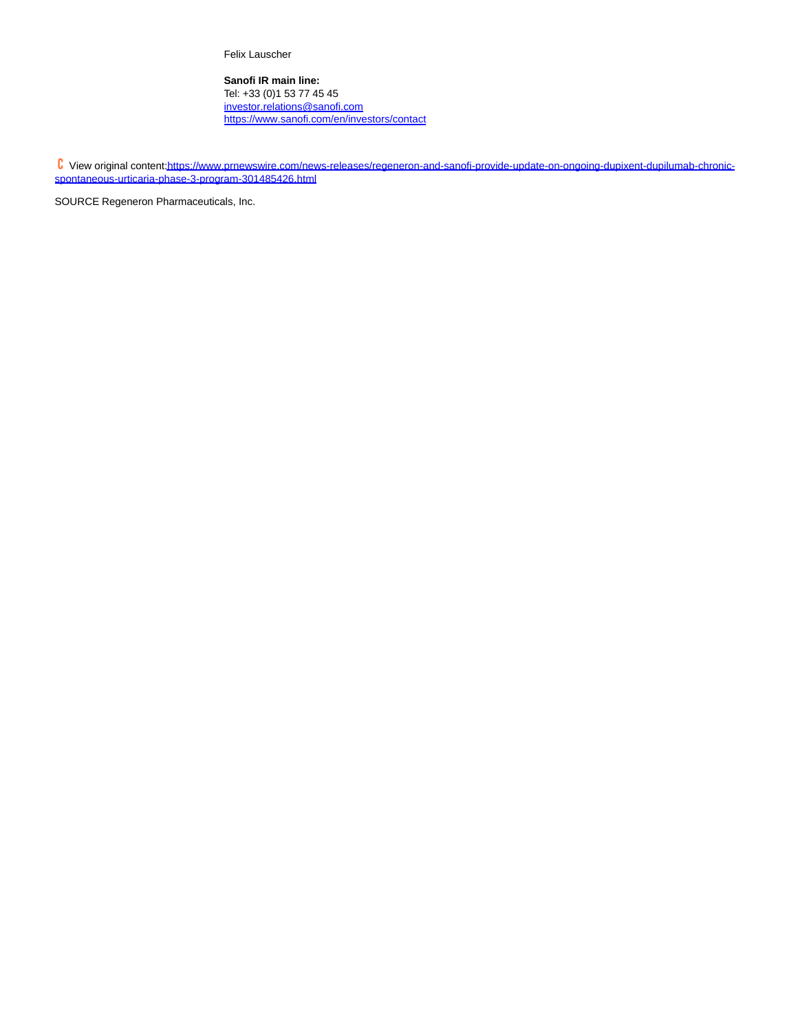Felix Lauscher

**Sanofi IR main line:**
Tel: +33 (0)1 53 77 45 45
investor.relations@sanofi.com
https://www.sanofi.com/en/investors/contact

View original content:https://www.prnewswire.com/news-releases/regeneron-and-sanofi-provide-update-on-ongoing-dupixent-dupilumab-chronic-spontaneous-urticaria-phase-3-program-301485426.html

SOURCE Regeneron Pharmaceuticals, Inc.